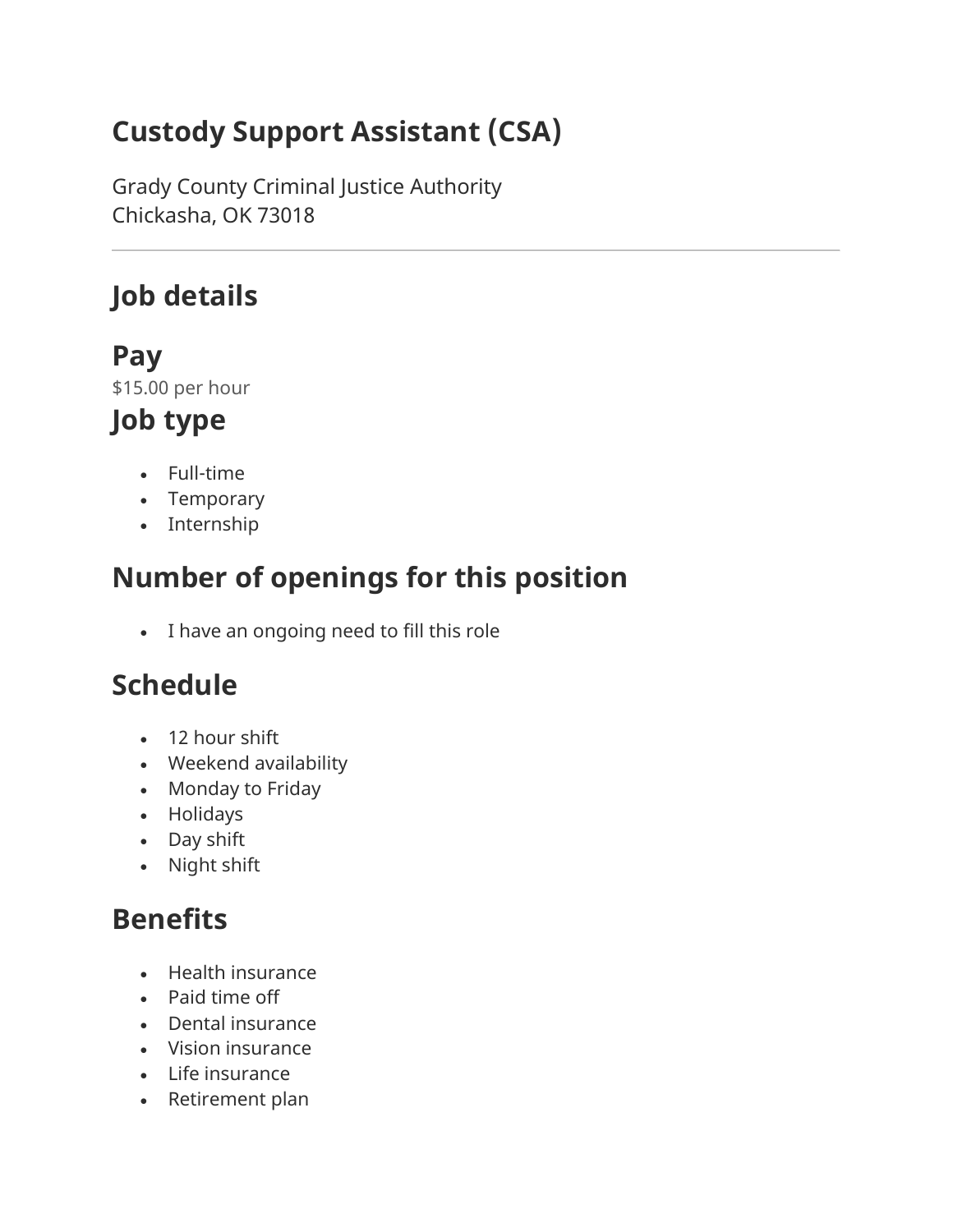# Custody Support Assistant (CSA)

Grady County Criminal Justice Authority
Chickasha, OK 73018

---

## Job details

### Pay

$15.00 per hour

### Job type

- Full-time
- Temporary
- Internship

## Number of openings for this position

- I have an ongoing need to fill this role

## Schedule

- 12 hour shift
- Weekend availability
- Monday to Friday
- Holidays
- Day shift
- Night shift

## Benefits

- Health insurance
- Paid time off
- Dental insurance
- Vision insurance
- Life insurance
- Retirement plan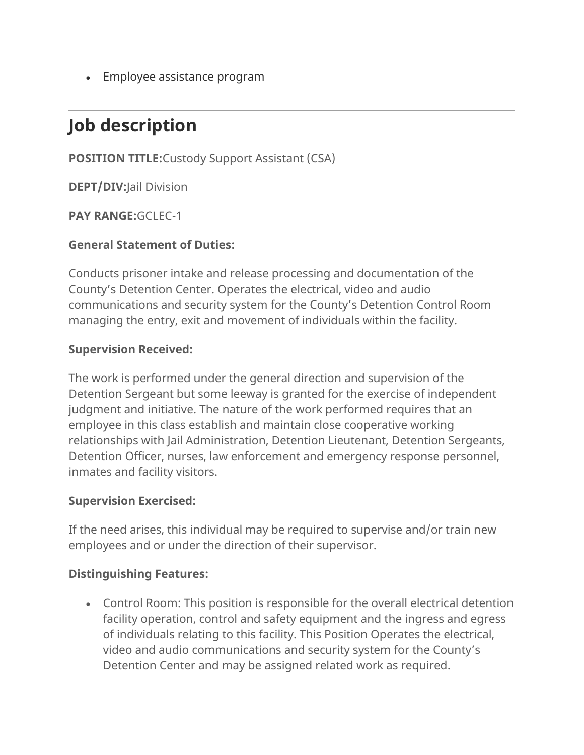- Employee assistance program

---

## Job description

**POSITION TITLE:**Custody Support Assistant (CSA)

**DEPT/DIV:**Jail Division

**PAY RANGE:**GCLEC-1

**General Statement of Duties:**

Conducts prisoner intake and release processing and documentation of the County's Detention Center. Operates the electrical, video and audio communications and security system for the County's Detention Control Room managing the entry, exit and movement of individuals within the facility.

**Supervision Received:**

The work is performed under the general direction and supervision of the Detention Sergeant but some leeway is granted for the exercise of independent judgment and initiative. The nature of the work performed requires that an employee in this class establish and maintain close cooperative working relationships with Jail Administration, Detention Lieutenant, Detention Sergeants, Detention Officer, nurses, law enforcement and emergency response personnel, inmates and facility visitors.

**Supervision Exercised:**

If the need arises, this individual may be required to supervise and/or train new employees and or under the direction of their supervisor.

**Distinguishing Features:**

- Control Room: This position is responsible for the overall electrical detention facility operation, control and safety equipment and the ingress and egress of individuals relating to this facility. This Position Operates the electrical, video and audio communications and security system for the County's Detention Center and may be assigned related work as required.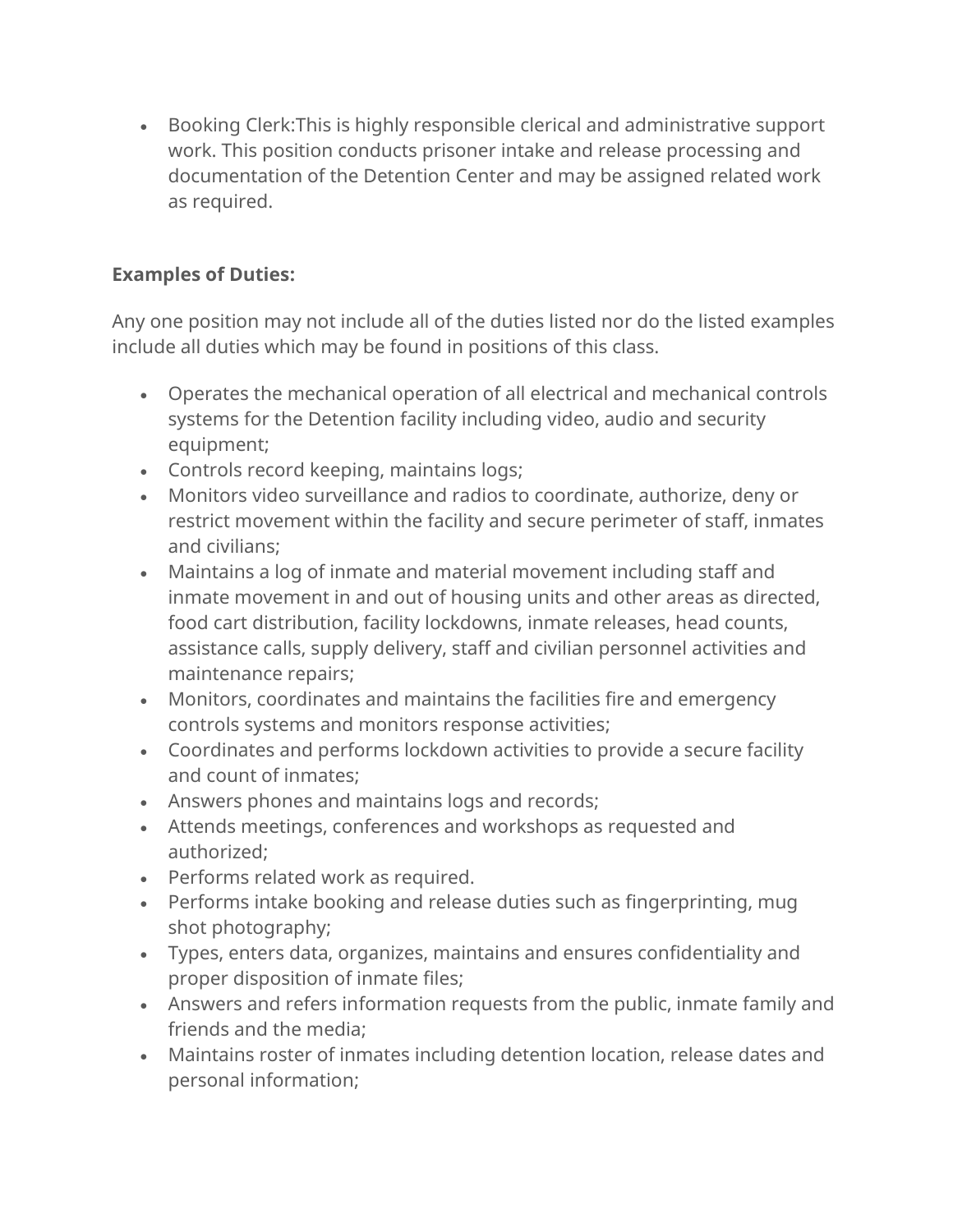- Booking Clerk:This is highly responsible clerical and administrative support work. This position conducts prisoner intake and release processing and documentation of the Detention Center and may be assigned related work as required.

**Examples of Duties:**

Any one position may not include all of the duties listed nor do the listed examples include all duties which may be found in positions of this class.

- Operates the mechanical operation of all electrical and mechanical controls systems for the Detention facility including video, audio and security equipment;
- Controls record keeping, maintains logs;
- Monitors video surveillance and radios to coordinate, authorize, deny or restrict movement within the facility and secure perimeter of staff, inmates and civilians;
- Maintains a log of inmate and material movement including staff and inmate movement in and out of housing units and other areas as directed, food cart distribution, facility lockdowns, inmate releases, head counts, assistance calls, supply delivery, staff and civilian personnel activities and maintenance repairs;
- Monitors, coordinates and maintains the facilities fire and emergency controls systems and monitors response activities;
- Coordinates and performs lockdown activities to provide a secure facility and count of inmates;
- Answers phones and maintains logs and records;
- Attends meetings, conferences and workshops as requested and authorized;
- Performs related work as required.
- Performs intake booking and release duties such as fingerprinting, mug shot photography;
- Types, enters data, organizes, maintains and ensures confidentiality and proper disposition of inmate files;
- Answers and refers information requests from the public, inmate family and friends and the media;
- Maintains roster of inmates including detention location, release dates and personal information;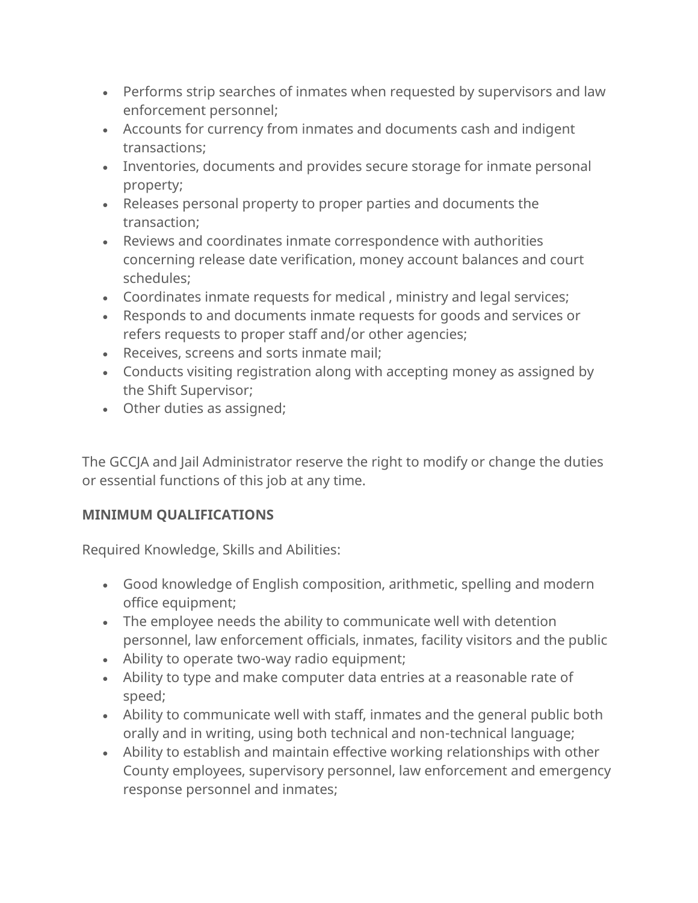- Performs strip searches of inmates when requested by supervisors and law enforcement personnel;
- Accounts for currency from inmates and documents cash and indigent transactions;
- Inventories, documents and provides secure storage for inmate personal property;
- Releases personal property to proper parties and documents the transaction;
- Reviews and coordinates inmate correspondence with authorities concerning release date verification, money account balances and court schedules;
- Coordinates inmate requests for medical , ministry and legal services;
- Responds to and documents inmate requests for goods and services or refers requests to proper staff and/or other agencies;
- Receives, screens and sorts inmate mail;
- Conducts visiting registration along with accepting money as assigned by the Shift Supervisor;
- Other duties as assigned;

The GCCJA and Jail Administrator reserve the right to modify or change the duties or essential functions of this job at any time.

**MINIMUM QUALIFICATIONS**

Required Knowledge, Skills and Abilities:

- Good knowledge of English composition, arithmetic, spelling and modern office equipment;
- The employee needs the ability to communicate well with detention personnel, law enforcement officials, inmates, facility visitors and the public
- Ability to operate two-way radio equipment;
- Ability to type and make computer data entries at a reasonable rate of speed;
- Ability to communicate well with staff, inmates and the general public both orally and in writing, using both technical and non-technical language;
- Ability to establish and maintain effective working relationships with other County employees, supervisory personnel, law enforcement and emergency response personnel and inmates;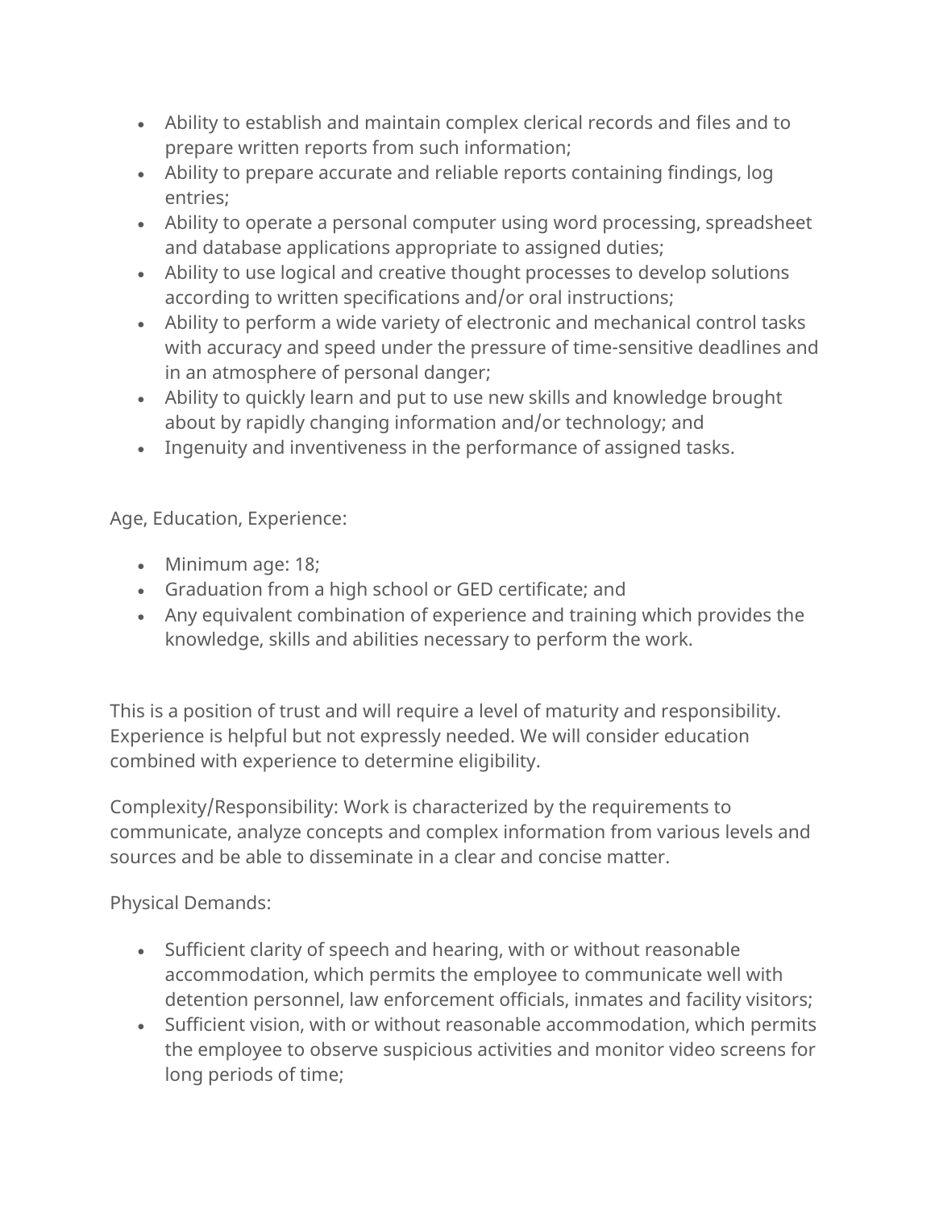- Ability to establish and maintain complex clerical records and files and to prepare written reports from such information;
- Ability to prepare accurate and reliable reports containing findings, log entries;
- Ability to operate a personal computer using word processing, spreadsheet and database applications appropriate to assigned duties;
- Ability to use logical and creative thought processes to develop solutions according to written specifications and/or oral instructions;
- Ability to perform a wide variety of electronic and mechanical control tasks with accuracy and speed under the pressure of time-sensitive deadlines and in an atmosphere of personal danger;
- Ability to quickly learn and put to use new skills and knowledge brought about by rapidly changing information and/or technology; and
- Ingenuity and inventiveness in the performance of assigned tasks.

Age, Education, Experience:

- Minimum age: 18;
- Graduation from a high school or GED certificate; and
- Any equivalent combination of experience and training which provides the knowledge, skills and abilities necessary to perform the work.

This is a position of trust and will require a level of maturity and responsibility. Experience is helpful but not expressly needed. We will consider education combined with experience to determine eligibility.

Complexity/Responsibility: Work is characterized by the requirements to communicate, analyze concepts and complex information from various levels and sources and be able to disseminate in a clear and concise matter.

Physical Demands:

- Sufficient clarity of speech and hearing, with or without reasonable accommodation, which permits the employee to communicate well with detention personnel, law enforcement officials, inmates and facility visitors;
- Sufficient vision, with or without reasonable accommodation, which permits the employee to observe suspicious activities and monitor video screens for long periods of time;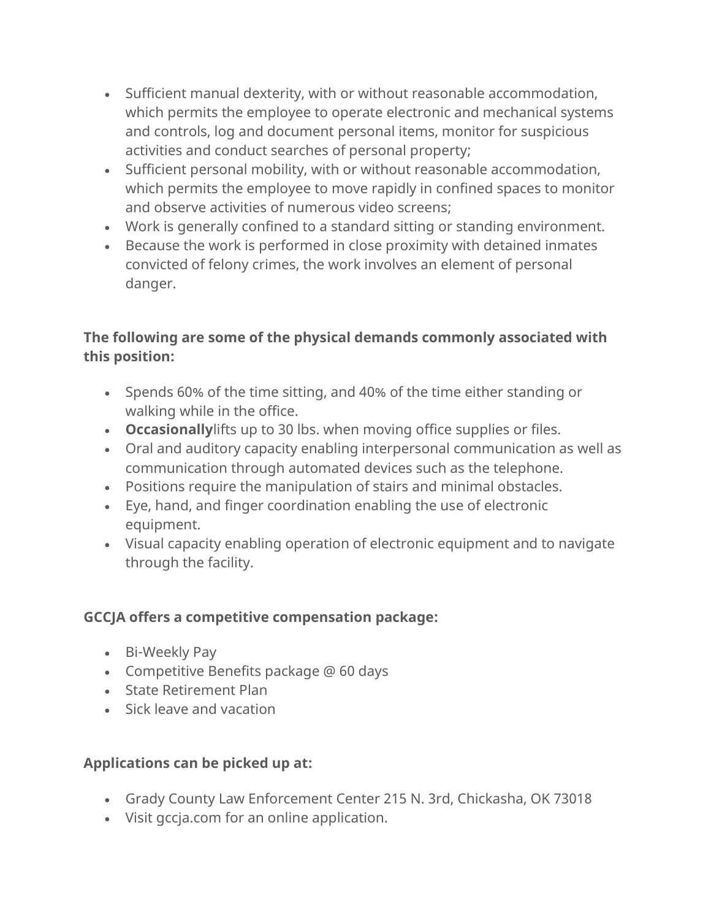- Sufficient manual dexterity, with or without reasonable accommodation, which permits the employee to operate electronic and mechanical systems and controls, log and document personal items, monitor for suspicious activities and conduct searches of personal property;
- Sufficient personal mobility, with or without reasonable accommodation, which permits the employee to move rapidly in confined spaces to monitor and observe activities of numerous video screens;
- Work is generally confined to a standard sitting or standing environment.
- Because the work is performed in close proximity with detained inmates convicted of felony crimes, the work involves an element of personal danger.

**The following are some of the physical demands commonly associated with this position:**

- Spends 60% of the time sitting, and 40% of the time either standing or walking while in the office.
- **Occasionally**lifts up to 30 lbs. when moving office supplies or files.
- Oral and auditory capacity enabling interpersonal communication as well as communication through automated devices such as the telephone.
- Positions require the manipulation of stairs and minimal obstacles.
- Eye, hand, and finger coordination enabling the use of electronic equipment.
- Visual capacity enabling operation of electronic equipment and to navigate through the facility.

**GCCJA offers a competitive compensation package:**

- Bi-Weekly Pay
- Competitive Benefits package @ 60 days
- State Retirement Plan
- Sick leave and vacation

**Applications can be picked up at:**

- Grady County Law Enforcement Center 215 N. 3rd, Chickasha, OK 73018
- Visit gccja.com for an online application.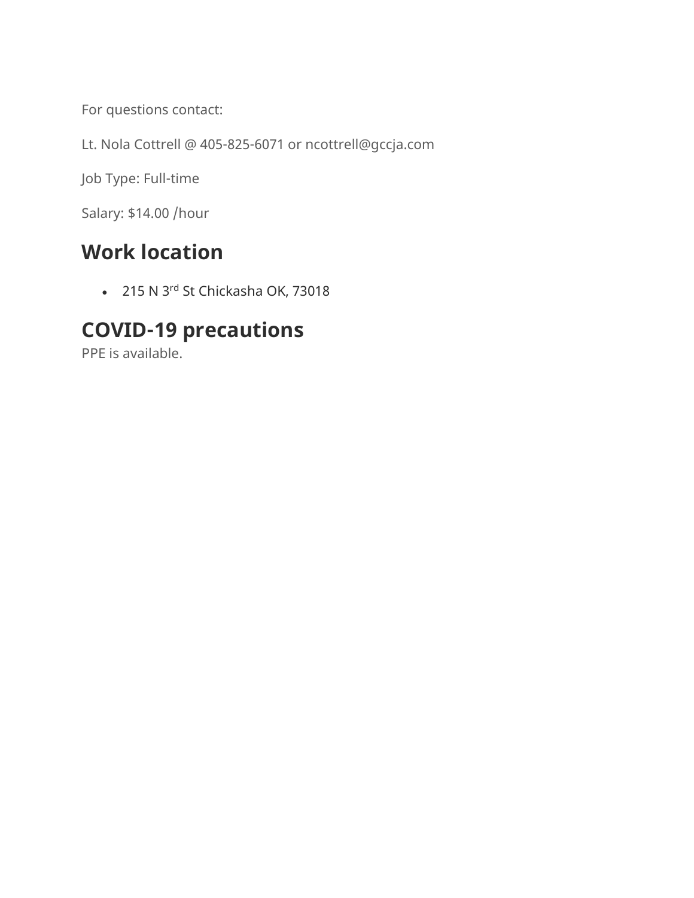For questions contact:

Lt. Nola Cottrell @ 405-825-6071 or ncottrell@gccja.com

Job Type: Full-time

Salary: $14.00 /hour

## Work location

- 215 N 3rd St Chickasha OK, 73018

## COVID-19 precautions

PPE is available.